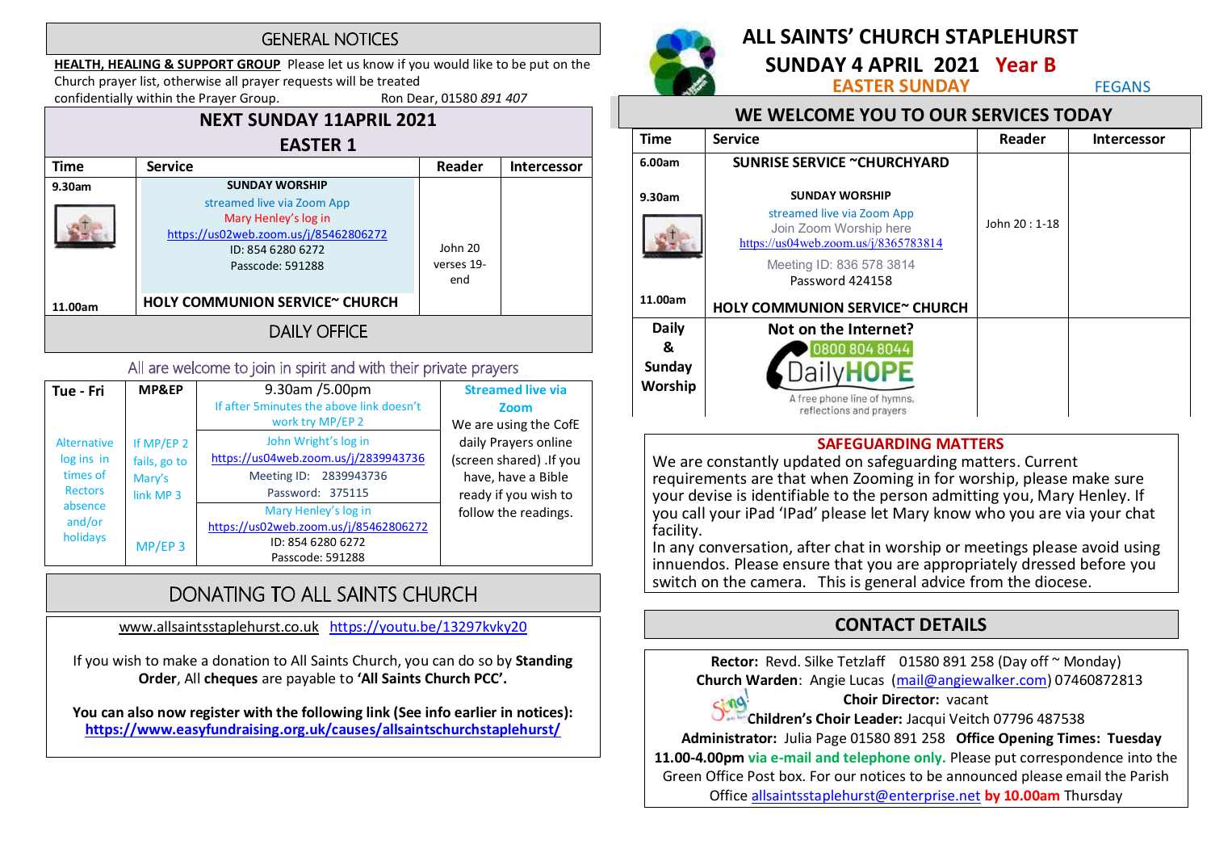# ALL SAINTS' CHURCH STAPLEHURST

## SUNDAY 4 APRIL 2021 Year B

**EASTER SUNDAY** FEGANS

## WE WELCOME YOU TO OUR SERVICES TODAY

| Time | Service | Reader | Intercessor |
|---|---|---|---|
| 6.00am | SUNRISE SERVICE ~CHURCHYARD | John 20 : 1-18 | |
| 9.30am | SUNDAY WORSHIP<br>streamed live via Zoom App<br>Join Zoom Worship here<br>https://us04web.zoom.us/j/8365783814<br>Meeting ID: 836 578 3814<br>Password 424158 | | |
| 11.00am | HOLY COMMUNION SERVICE~ CHURCH | | |
| Daily & Sunday Worship | Not on the Internet?<br>0800 804 8044<br>DailyHOPE<br>A free phone line of hymns, reflections and prayers | | |

## SAFEGUARDING MATTERS

We are constantly updated on safeguarding matters. Current requirements are that when Zooming in for worship, please make sure your devise is identifiable to the person admitting you, Mary Henley. If you call your iPad 'IPad' please let Mary know who you are via your chat facility.

In any conversation, after chat in worship or meetings please avoid using innuendos. Please ensure that you are appropriately dressed before you switch on the camera. This is general advice from the diocese.

## CONTACT DETAILS

**Rector:** Revd. Silke Tetzlaff 01580 891 258 (Day off ~ Monday)
**Church Warden**: Angie Lucas (mail@angiewalker.com) 07460872813
**Choir Director:** vacant
**Children's Choir Leader:** Jacqui Veitch 07796 487538
**Administrator:** Julia Page 01580 891 258 **Office Opening Times: Tuesday 11.00-4.00pm** via e-mail and telephone only. Please put correspondence into the Green Office Post box. For our notices to be announced please email the Parish Office allsaintsstaplehurst@enterprise.net **by 10.00am** Thursday

## GENERAL NOTICES

**HEALTH, HEALING & SUPPORT GROUP** Please let us know if you would like to be put on the Church prayer list, otherwise all prayer requests will be treated confidentially within the Prayer Group. Ron Dear, 01580 *891 407*

## NEXT SUNDAY 11APRIL 2021
## EASTER 1

| Time | Service | Reader | Intercessor |
|---|---|---|---|
| 9.30am | SUNDAY WORSHIP<br>streamed live via Zoom App<br>Mary Henley's log in<br>https://us02web.zoom.us/j/85462806272<br>ID: 854 6280 6272<br>Passcode: 591288 | John 20 verses 19-end | |
| 11.00am | HOLY COMMUNION SERVICE~ CHURCH | | |

## DAILY OFFICE

All are welcome to join in spirit and with their private prayers

| Tue - Fri | MP&EP | 9.30am /5.00pm<br>If after 5minutes the above link doesn't work try MP/EP 2 | Streamed live via Zoom<br>We are using the CofE daily Prayers online (screen shared) .If you have, have a Bible ready if you wish to follow the readings. |
|---|---|---|---|
| Alternative log ins in times of Rectors absence and/or holidays | If MP/EP 2 fails, go to Mary's link MP 3 | John Wright's log in<br>https://us04web.zoom.us/j/2839943736<br>Meeting ID: 2839943736<br>Password: 375115 | |
| | MP/EP 3 | Mary Henley's log in<br>https://us02web.zoom.us/j/85462806272<br>ID: 854 6280 6272<br>Passcode: 591288 | |

## DONATING TO ALL SAINTS CHURCH

www.allsaintsstaplehurst.co.uk https://youtu.be/13297kvky20

If you wish to make a donation to All Saints Church, you can do so by **Standing Order**, All **cheques** are payable to **'All Saints Church PCC'.**

**You can also now register with the following link (See info earlier in notices): https://www.easyfundraising.org.uk/causes/allsaintschurchstaplehurst/**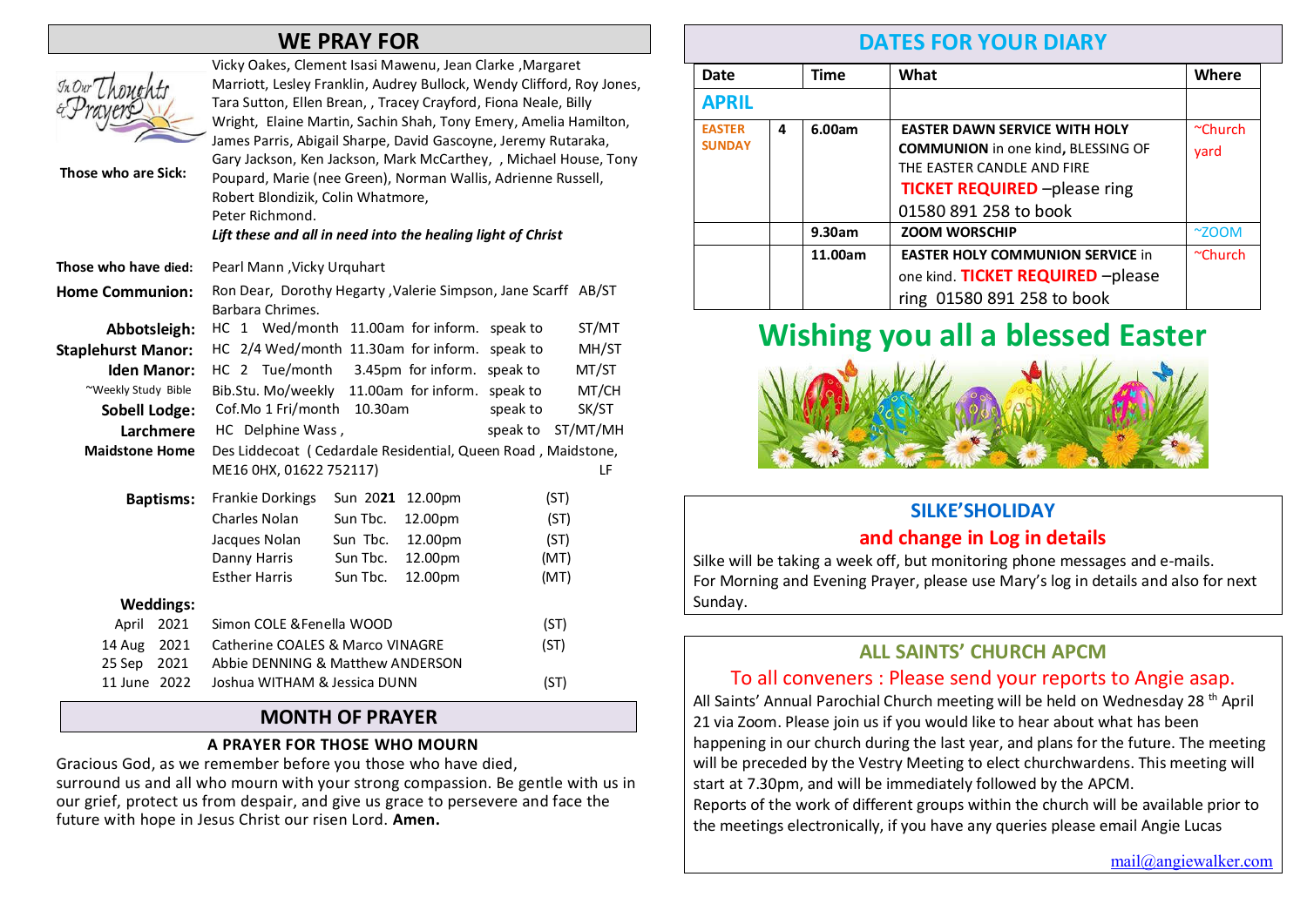## WE PRAY FOR

**Those who are Sick:** Vicky Oakes, Clement Isasi Mawenu, Jean Clarke ,Margaret Marriott, Lesley Franklin, Audrey Bullock, Wendy Clifford, Roy Jones, Tara Sutton, Ellen Brean, , Tracey Crayford, Fiona Neale, Billy Wright, Elaine Martin, Sachin Shah, Tony Emery, Amelia Hamilton, James Parris, Abigail Sharpe, David Gascoyne, Jeremy Rutaraka, Gary Jackson, Ken Jackson, Mark McCarthey, , Michael House, Tony Poupard, Marie (nee Green), Norman Wallis, Adrienne Russell, Robert Blondizik, Colin Whatmore,
Peter Richmond.

***Lift these and all in need into the healing light of Christ***

**Those who have died:** Pearl Mann ,Vicky Urquhart

**Home Communion:** Ron Dear, Dorothy Hegarty ,Valerie Simpson, Jane Scarff AB/ST Barbara Chrimes.

| | | | | |
|---|---|---|---|---|
| **Abbotsleigh:** | HC 1 Wed/month | 11.00am for inform. | speak to | ST/MT |
| **Staplehurst Manor:** | HC 2/4 Wed/month | 11.30am for inform. | speak to | MH/ST |
| **Iden Manor:** | HC 2 Tue/month | 3.45pm for inform. | speak to | MT/ST |
| ~Weekly Study Bible | Bib.Stu. Mo/weekly | 11.00am for inform. | speak to | MT/CH |
| **Sobell Lodge:** | Cof.Mo 1 Fri/month | 10.30am | speak to | SK/ST |
| **Larchmere** | HC Delphine Wass , | | speak to | ST/MT/MH |
| **Maidstone Home** | Des Liddecoat ( Cedardale Residential, Queen Road , Maidstone, ME16 0HX, 01622 752117) | | | LF |

**Baptisms:**

| Name | Date | Time | |
|---|---|---|---|
| Frankie Dorkings | Sun 20**21** | 12.00pm | (ST) |
| Charles Nolan | Sun Tbc. | 12.00pm | (ST) |
| Jacques Nolan | Sun Tbc. | 12.00pm | (ST) |
| Danny Harris | Sun Tbc. | 12.00pm | (MT) |
| Esther Harris | Sun Tbc. | 12.00pm | (MT) |

**Weddings:**

| Date | Couple | |
|---|---|---|
| April 2021 | Simon COLE &Fenella WOOD | (ST) |
| 14 Aug 2021 | Catherine COALES & Marco VINAGRE | (ST) |
| 25 Sep 2021 | Abbie DENNING & Matthew ANDERSON | |
| 11 June 2022 | Joshua WITHAM & Jessica DUNN | (ST) |

## MONTH OF PRAYER

**A PRAYER FOR THOSE WHO MOURN**

Gracious God, as we remember before you those who have died, surround us and all who mourn with your strong compassion. Be gentle with us in our grief, protect us from despair, and give us grace to persevere and face the future with hope in Jesus Christ our risen Lord. **Amen.**

## DATES FOR YOUR DIARY

| Date | | Time | What | Where |
|---|---|---|---|---|
| **APRIL** | | | | |
| **EASTER SUNDAY** | 4 | 6.00am | **EASTER DAWN SERVICE WITH HOLY COMMUNION** in one kind**,** BLESSING OF THE EASTER CANDLE AND FIRE **TICKET REQUIRED** –please ring 01580 891 258 to book | ~Church yard |
| | | 9.30am | **ZOOM WORSCHIP** | ~ZOOM |
| | | 11.00am | **EASTER HOLY COMMUNION SERVICE** in one kind. **TICKET REQUIRED** –please ring 01580 891 258 to book | ~Church |

# Wishing you all a blessed Easter

## SILKE'SHOLIDAY
### and change in Log in details

Silke will be taking a week off, but monitoring phone messages and e-mails.
For Morning and Evening Prayer, please use Mary's log in details and also for next Sunday.

## ALL SAINTS' CHURCH APCM

To all conveners : Please send your reports to Angie asap.

All Saints' Annual Parochial Church meeting will be held on Wednesday 28 th April 21 via Zoom. Please join us if you would like to hear about what has been happening in our church during the last year, and plans for the future. The meeting will be preceded by the Vestry Meeting to elect churchwardens. This meeting will start at 7.30pm, and will be immediately followed by the APCM.
Reports of the work of different groups within the church will be available prior to the meetings electronically, if you have any queries please email Angie Lucas

mail@angiewalker.com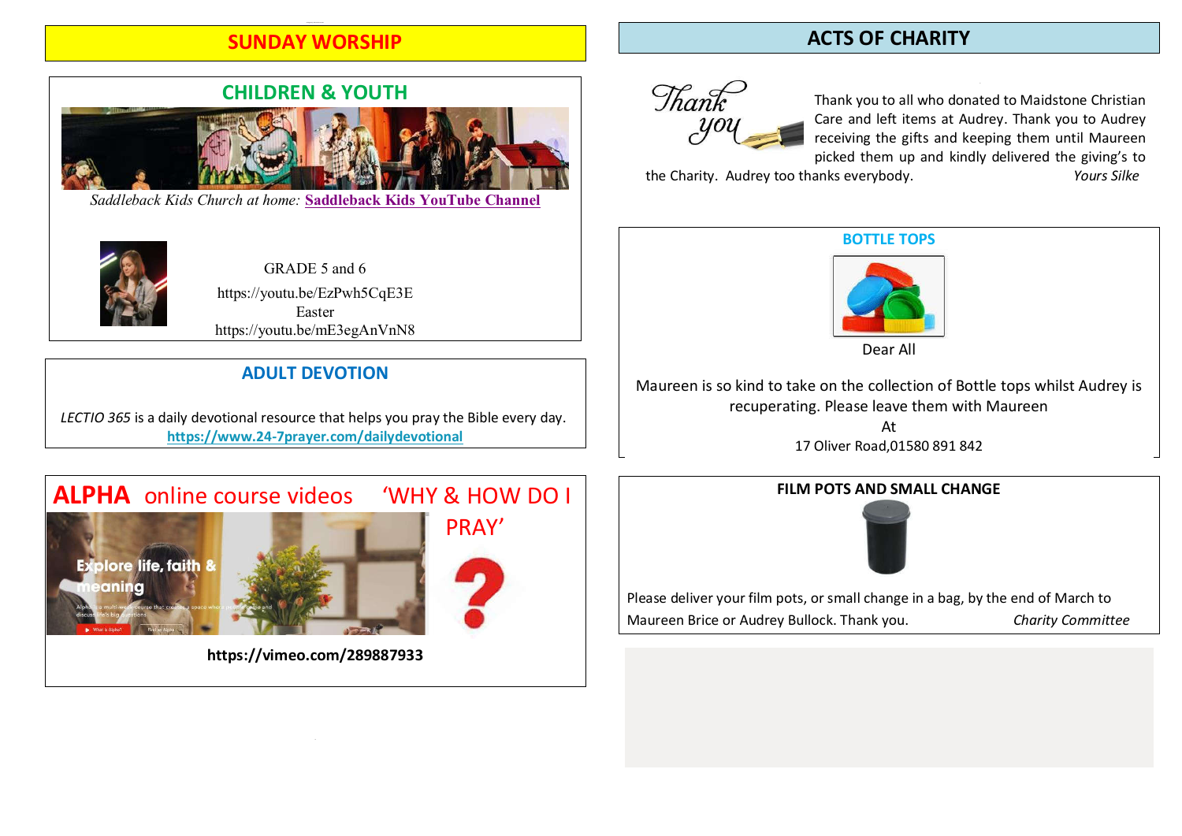## SUNDAY WORSHIP

### CHILDREN & YOUTH

*Saddleback Kids Church at home:* **Saddleback Kids YouTube Channel**

GRADE 5 and 6
https://youtu.be/EzPwh5CqE3E
Easter
https://youtu.be/mE3egAnVnN8

### ADULT DEVOTION

*LECTIO 365* is a daily devotional resource that helps you pray the Bible every day.
**https://www.24-7prayer.com/dailydevotional**

### ALPHA online course videos 'WHY & HOW DO I PRAY'

**https://vimeo.com/289887933**

## ACTS OF CHARITY

Thank you to all who donated to Maidstone Christian Care and left items at Audrey. Thank you to Audrey receiving the gifts and keeping them until Maureen picked them up and kindly delivered the giving's to the Charity. Audrey too thanks everybody. *Yours Silke*

### BOTTLE TOPS

Dear All

Maureen is so kind to take on the collection of Bottle tops whilst Audrey is recuperating. Please leave them with Maureen
At
17 Oliver Road,01580 891 842

### FILM POTS AND SMALL CHANGE

Please deliver your film pots, or small change in a bag, by the end of March to Maureen Brice or Audrey Bullock. Thank you. *Charity Committee*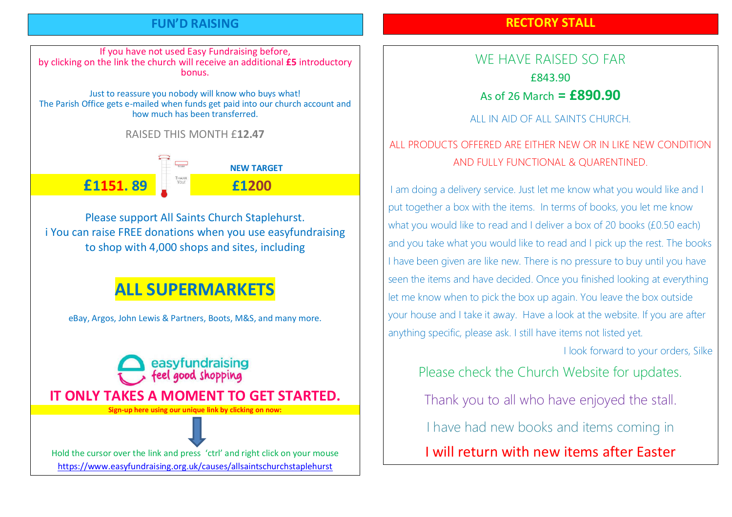## FUN'D RAISING

If you have not used Easy Fundraising before, by clicking on the link the church will receive an additional **£5** introductory bonus.

Just to reassure you nobody will know who buys what!
The Parish Office gets e-mailed when funds get paid into our church account and how much has been transferred.

RAISED THIS MONTH £**12.47**

**£1151. 89**

**NEW TARGET**

**£1200**

Please support All Saints Church Staplehurst.
i You can raise FREE donations when you use easyfundraising to shop with 4,000 shops and sites, including

# ALL SUPERMARKETS

eBay, Argos, John Lewis & Partners, Boots, M&S, and many more.

easyfundraising
feel good shopping

**IT ONLY TAKES A MOMENT TO GET STARTED.**

**Sign-up here using our unique link by clicking on now:**

Hold the cursor over the link and press 'ctrl' and right click on your mouse
https://www.easyfundraising.org.uk/causes/allsaintschurchstaplehurst

## RECTORY STALL

WE HAVE RAISED SO FAR
£843.90
As of 26 March **= £890.90**

ALL IN AID OF ALL SAINTS CHURCH.

ALL PRODUCTS OFFERED ARE EITHER NEW OR IN LIKE NEW CONDITION AND FULLY FUNCTIONAL & QUARENTINED.

I am doing a delivery service. Just let me know what you would like and I put together a box with the items. In terms of books, you let me know what you would like to read and I deliver a box of 20 books (£0.50 each) and you take what you would like to read and I pick up the rest. The books I have been given are like new. There is no pressure to buy until you have seen the items and have decided. Once you finished looking at everything let me know when to pick the box up again. You leave the box outside your house and I take it away. Have a look at the website. If you are after anything specific, please ask. I still have items not listed yet.

I look forward to your orders, Silke

Please check the Church Website for updates.

Thank you to all who have enjoyed the stall.

I have had new books and items coming in

I will return with new items after Easter